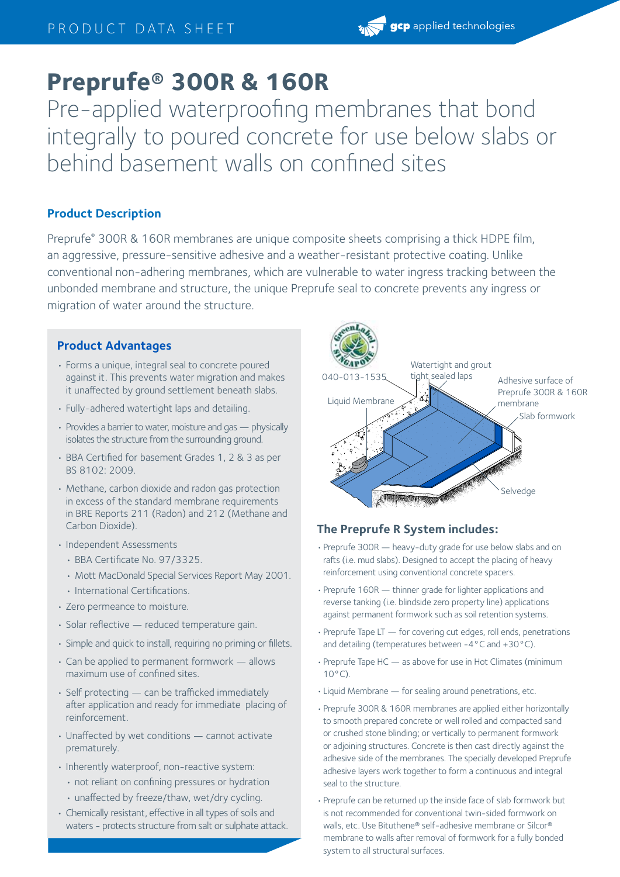# Preprufe® 300R & 160R

Pre-applied waterproofing membranes that bond integrally to poured concrete for use below slabs or behind basement walls on confined sites

## Product Description

Preprufe® 300R & 160R membranes are unique composite sheets comprising a thick HDPE film, an aggressive, pressure-sensitive adhesive and a weather-resistant protective coating. Unlike conventional non-adhering membranes, which are vulnerable to water ingress tracking between the unbonded membrane and structure, the unique Preprufe seal to concrete prevents any ingress or migration of water around the structure.

## Product Advantages

- Forms a unique, integral seal to concrete poured against it. This prevents water migration and makes it unaffected by ground settlement beneath slabs.
- Fully-adhered watertight laps and detailing.
- Provides a barrier to water, moisture and gas — physically isolates the structure from the surrounding ground.
- BBA Certified for basement Grades 1, 2 & 3 as per BS 8102: 2009.
- Methane, carbon dioxide and radon gas protection in excess of the standard membrane requirements in BRE Reports 211 (Radon) and 212 (Methane and Carbon Dioxide).
- Independent Assessments
  - BBA Certificate No. 97/3325.
  - Mott MacDonald Special Services Report May 2001.
  - International Certifications.
- Zero permeance to moisture.
- Solar reflective — reduced temperature gain.
- Simple and quick to install, requiring no priming or fillets.
- Can be applied to permanent formwork — allows maximum use of confined sites.
- Self protecting — can be trafficked immediately after application and ready for immediate placing of reinforcement.
- Unaffected by wet conditions — cannot activate prematurely.
- Inherently waterproof, non-reactive system:
  - not reliant on confining pressures or hydration
  - unaffected by freeze/thaw, wet/dry cycling.
- Chemically resistant, effective in all types of soils and waters - protects structure from salt or sulphate attack.

040-013-1535

Liquid Membrane

Watertight and grout tight sealed laps

Adhesive surface of Preprufe 300R & 160R membrane

Slab formwork

Selvedge

## The Preprufe R System includes:

- Preprufe 300R — heavy-duty grade for use below slabs and on rafts (i.e. mud slabs). Designed to accept the placing of heavy reinforcement using conventional concrete spacers.
- Preprufe 160R — thinner grade for lighter applications and reverse tanking (i.e. blindside zero property line) applications against permanent formwork such as soil retention systems.
- Preprufe Tape LT — for covering cut edges, roll ends, penetrations and detailing (temperatures between -4°C and +30°C).
- Preprufe Tape HC — as above for use in Hot Climates (minimum 10°C).
- Liquid Membrane — for sealing around penetrations, etc.
- Preprufe 300R & 160R membranes are applied either horizontally to smooth prepared concrete or well rolled and compacted sand or crushed stone blinding; or vertically to permanent formwork or adjoining structures. Concrete is then cast directly against the adhesive side of the membranes. The specially developed Preprufe adhesive layers work together to form a continuous and integral seal to the structure.
- Preprufe can be returned up the inside face of slab formwork but is not recommended for conventional twin-sided formwork on walls, etc. Use Bituthene® self-adhesive membrane or Silcor® membrane to walls after removal of formwork for a fully bonded system to all structural surfaces.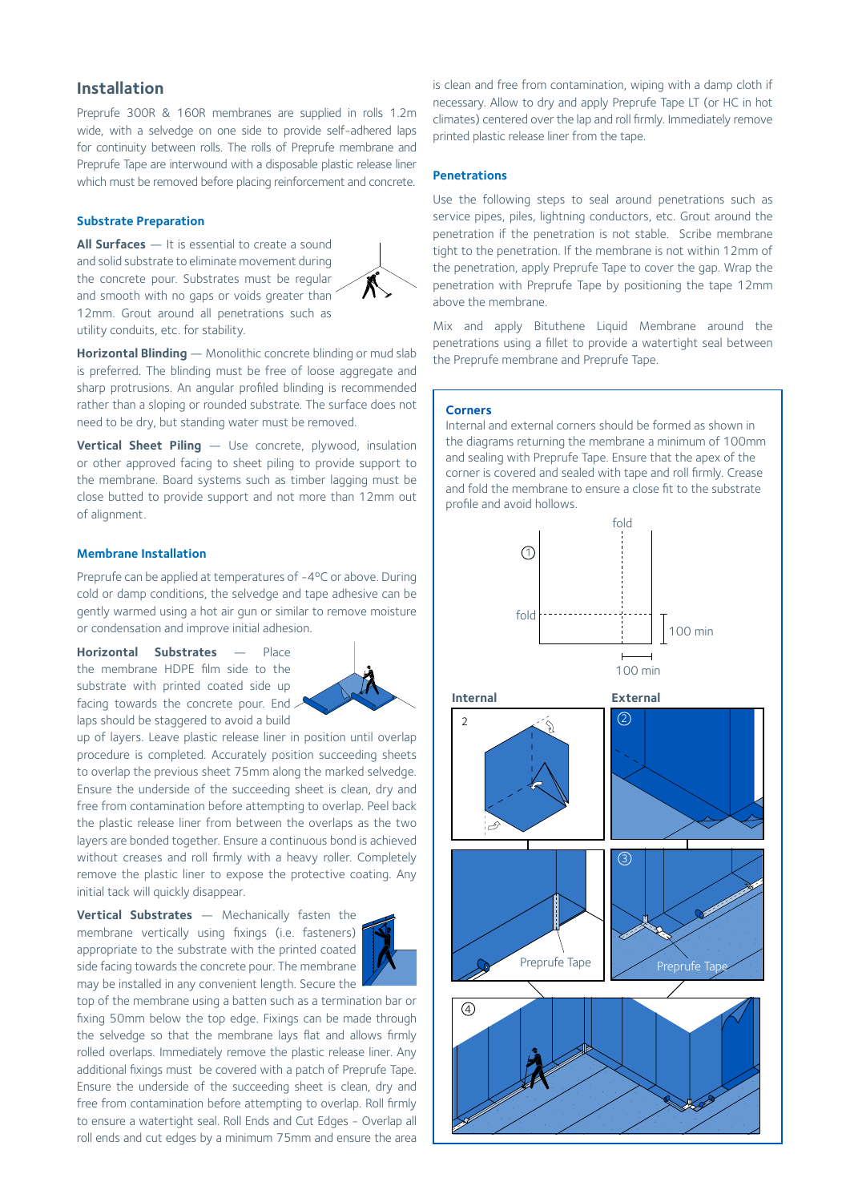## Installation

Preprufe 300R & 160R membranes are supplied in rolls 1.2m wide, with a selvedge on one side to provide self-adhered laps for continuity between rolls. The rolls of Preprufe membrane and Preprufe Tape are interwound with a disposable plastic release liner which must be removed before placing reinforcement and concrete.

### Substrate Preparation

**All Surfaces** — It is essential to create a sound and solid substrate to eliminate movement during the concrete pour. Substrates must be regular and smooth with no gaps or voids greater than 12mm. Grout around all penetrations such as utility conduits, etc. for stability.

**Horizontal Blinding** — Monolithic concrete blinding or mud slab is preferred. The blinding must be free of loose aggregate and sharp protrusions. An angular profiled blinding is recommended rather than a sloping or rounded substrate. The surface does not need to be dry, but standing water must be removed.

**Vertical Sheet Piling** — Use concrete, plywood, insulation or other approved facing to sheet piling to provide support to the membrane. Board systems such as timber lagging must be close butted to provide support and not more than 12mm out of alignment.

### Membrane Installation

Preprufe can be applied at temperatures of -4ºC or above. During cold or damp conditions, the selvedge and tape adhesive can be gently warmed using a hot air gun or similar to remove moisture or condensation and improve initial adhesion.

**Horizontal Substrates** — Place the membrane HDPE film side to the substrate with printed coated side up facing towards the concrete pour. End laps should be staggered to avoid a build up of layers. Leave plastic release liner in position until overlap procedure is completed. Accurately position succeeding sheets to overlap the previous sheet 75mm along the marked selvedge. Ensure the underside of the succeeding sheet is clean, dry and free from contamination before attempting to overlap. Peel back the plastic release liner from between the overlaps as the two layers are bonded together. Ensure a continuous bond is achieved without creases and roll firmly with a heavy roller. Completely remove the plastic liner to expose the protective coating. Any initial tack will quickly disappear.

**Vertical Substrates** — Mechanically fasten the membrane vertically using fixings (i.e. fasteners) appropriate to the substrate with the printed coated side facing towards the concrete pour. The membrane may be installed in any convenient length. Secure the top of the membrane using a batten such as a termination bar or fixing 50mm below the top edge. Fixings can be made through the selvedge so that the membrane lays flat and allows firmly rolled overlaps. Immediately remove the plastic release liner. Any additional fixings must be covered with a patch of Preprufe Tape. Ensure the underside of the succeeding sheet is clean, dry and free from contamination before attempting to overlap. Roll firmly to ensure a watertight seal. Roll Ends and Cut Edges - Overlap all roll ends and cut edges by a minimum 75mm and ensure the area is clean and free from contamination, wiping with a damp cloth if necessary. Allow to dry and apply Preprufe Tape LT (or HC in hot climates) centered over the lap and roll firmly. Immediately remove printed plastic release liner from the tape.

### Penetrations

Use the following steps to seal around penetrations such as service pipes, piles, lightning conductors, etc. Grout around the penetration if the penetration is not stable. Scribe membrane tight to the penetration. If the membrane is not within 12mm of the penetration, apply Preprufe Tape to cover the gap. Wrap the penetration with Preprufe Tape by positioning the tape 12mm above the membrane.

Mix and apply Bituthene Liquid Membrane around the penetrations using a fillet to provide a watertight seal between the Preprufe membrane and Preprufe Tape.

### Corners

Internal and external corners should be formed as shown in the diagrams returning the membrane a minimum of 100mm and sealing with Preprufe Tape. Ensure that the apex of the corner is covered and sealed with tape and roll firmly. Crease and fold the membrane to ensure a close fit to the substrate profile and avoid hollows.

①

fold

fold

100 min

100 min

**Internal**

**External**

2

②

Preprufe Tape

③

Preprufe Tape

④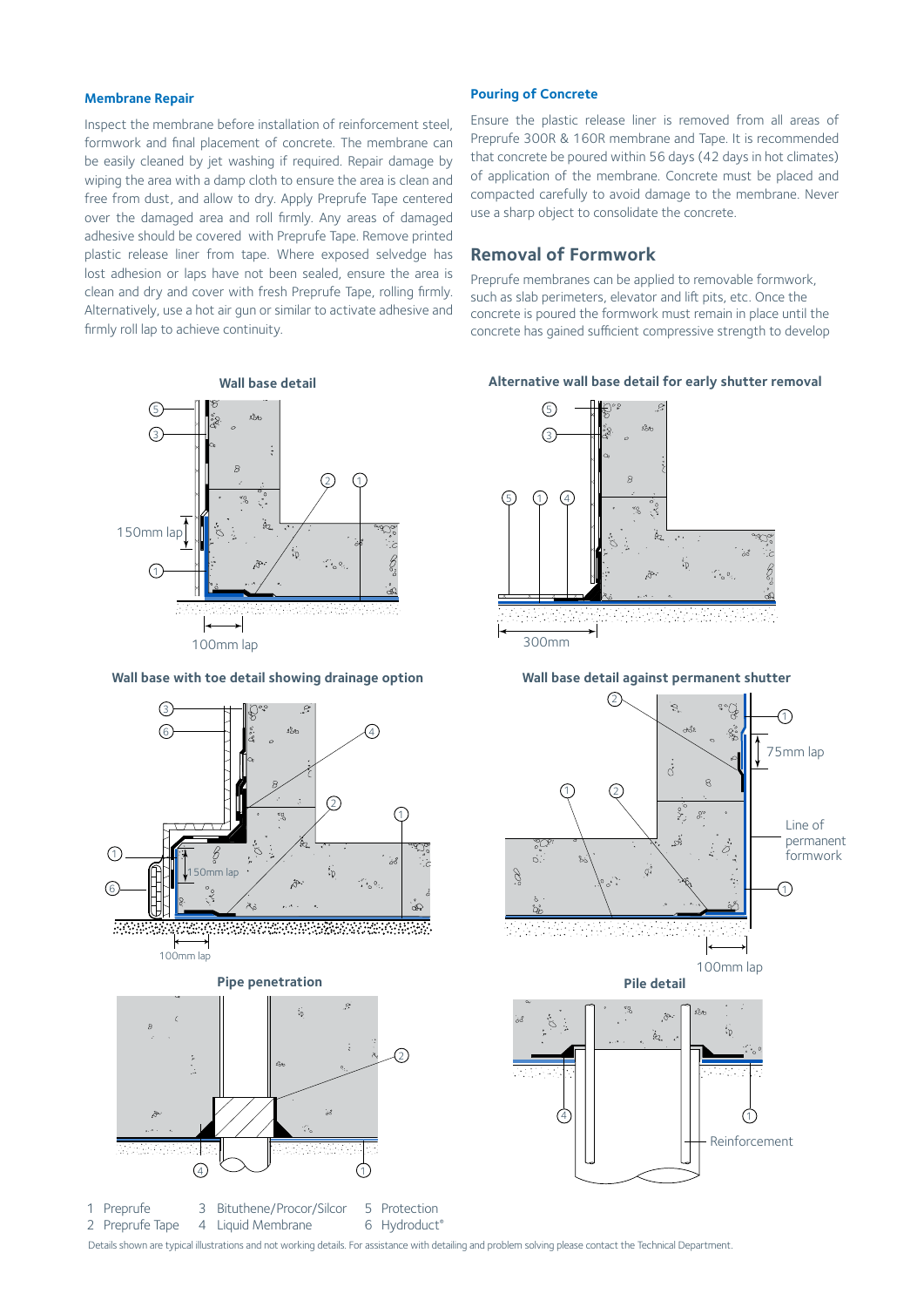### Membrane Repair

Inspect the membrane before installation of reinforcement steel, formwork and final placement of concrete. The membrane can be easily cleaned by jet washing if required. Repair damage by wiping the area with a damp cloth to ensure the area is clean and free from dust, and allow to dry. Apply Preprufe Tape centered over the damaged area and roll firmly. Any areas of damaged adhesive should be covered with Preprufe Tape. Remove printed plastic release liner from tape. Where exposed selvedge has lost adhesion or laps have not been sealed, ensure the area is clean and dry and cover with fresh Preprufe Tape, rolling firmly. Alternatively, use a hot air gun or similar to activate adhesive and firmly roll lap to achieve continuity.

### Pouring of Concrete

Ensure the plastic release liner is removed from all areas of Preprufe 300R & 160R membrane and Tape. It is recommended that concrete be poured within 56 days (42 days in hot climates) of application of the membrane. Concrete must be placed and compacted carefully to avoid damage to the membrane. Never use a sharp object to consolidate the concrete.

## Removal of Formwork

Preprufe membranes can be applied to removable formwork, such as slab perimeters, elevator and lift pits, etc. Once the concrete is poured the formwork must remain in place until the concrete has gained sufficient compressive strength to develop

**Wall base detail**

**Alternative wall base detail for early shutter removal**

**Wall base with toe detail showing drainage option**

**Wall base detail against permanent shutter**

**Pipe penetration**

**Pile detail**

1 Preprufe
2 Preprufe Tape
3 Bituthene/Procor/Silcor
4 Liquid Membrane
5 Protection
6 Hydroduct®

Details shown are typical illustrations and not working details. For assistance with detailing and problem solving please contact the Technical Department.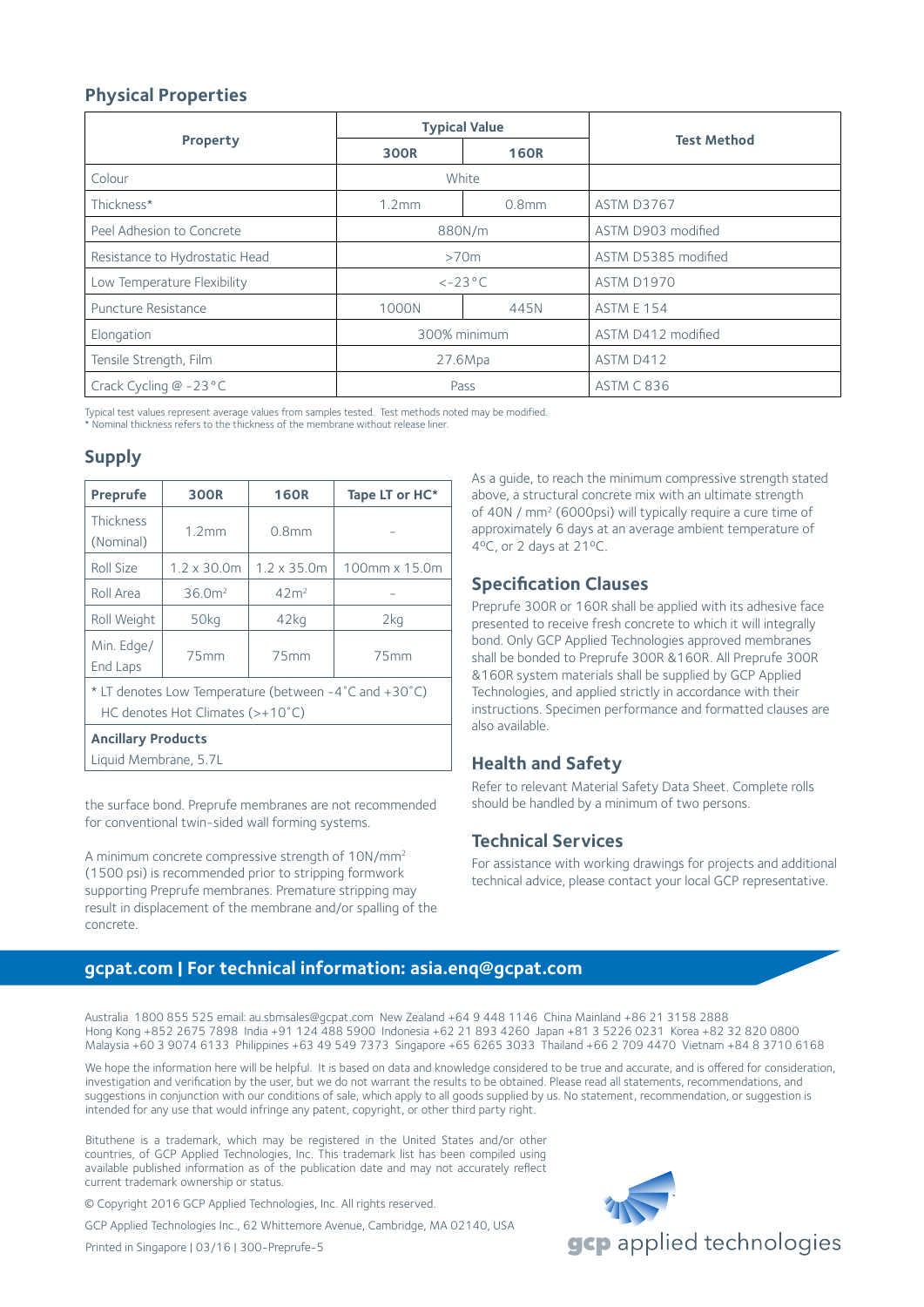## Physical Properties

| Property | Typical Value | | Test Method |
|---|---|---|---|
| | 300R | 160R | |
| Colour | White | | |
| Thickness* | 1.2mm | 0.8mm | ASTM D3767 |
| Peel Adhesion to Concrete | 880N/m | | ASTM D903 modified |
| Resistance to Hydrostatic Head | >70m | | ASTM D5385 modified |
| Low Temperature Flexibility | <-23°C | | ASTM D1970 |
| Puncture Resistance | 1000N | 445N | ASTM E 154 |
| Elongation | 300% minimum | | ASTM D412 modified |
| Tensile Strength, Film | 27.6Mpa | | ASTM D412 |
| Crack Cycling @ -23°C | Pass | | ASTM C 836 |

Typical test values represent average values from samples tested. Test methods noted may be modified.
* Nominal thickness refers to the thickness of the membrane without release liner.

## Supply

| Preprufe | 300R | 160R | Tape LT or HC* |
|---|---|---|---|
| Thickness (Nominal) | 1.2mm | 0.8mm | - |
| Roll Size | 1.2 x 30.0m | 1.2 x 35.0m | 100mm x 15.0m |
| Roll Area | 36.0m$^2$ | 42m$^2$ | - |
| Roll Weight | 50kg | 42kg | 2kg |
| Min. Edge/ End Laps | 75mm | 75mm | 75mm |
| * LT denotes Low Temperature (between -4°C and +30°C) HC denotes Hot Climates (>+10°C) | | | |
| **Ancillary Products** | | | |
| Liquid Membrane, 5.7L | | | |

the surface bond. Preprufe membranes are not recommended for conventional twin-sided wall forming systems.

A minimum concrete compressive strength of 10N/mm$^2$ (1500 psi) is recommended prior to stripping formwork supporting Preprufe membranes. Premature stripping may result in displacement of the membrane and/or spalling of the concrete.

As a guide, to reach the minimum compressive strength stated above, a structural concrete mix with an ultimate strength of 40N / mm$^2$ (6000psi) will typically require a cure time of approximately 6 days at an average ambient temperature of 4ºC, or 2 days at 21ºC.

## Specification Clauses

Preprufe 300R or 160R shall be applied with its adhesive face presented to receive fresh concrete to which it will integrally bond. Only GCP Applied Technologies approved membranes shall be bonded to Preprufe 300R &160R. All Preprufe 300R &160R system materials shall be supplied by GCP Applied Technologies, and applied strictly in accordance with their instructions. Specimen performance and formatted clauses are also available.

## Health and Safety

Refer to relevant Material Safety Data Sheet. Complete rolls should be handled by a minimum of two persons.

## Technical Services

For assistance with working drawings for projects and additional technical advice, please contact your local GCP representative.

**gcpat.com | For technical information: asia.enq@gcpat.com**

Australia 1800 855 525 email: au.sbmsales@gcpat.com New Zealand +64 9 448 1146 China Mainland +86 21 3158 2888
Hong Kong +852 2675 7898 India +91 124 488 5900 Indonesia +62 21 893 4260 Japan +81 3 5226 0231 Korea +82 32 820 0800
Malaysia +60 3 9074 6133 Philippines +63 49 549 7373 Singapore +65 6265 3033 Thailand +66 2 709 4470 Vietnam +84 8 3710 6168

We hope the information here will be helpful. It is based on data and knowledge considered to be true and accurate, and is offered for consideration, investigation and verification by the user, but we do not warrant the results to be obtained. Please read all statements, recommendations, and suggestions in conjunction with our conditions of sale, which apply to all goods supplied by us. No statement, recommendation, or suggestion is intended for any use that would infringe any patent, copyright, or other third party right.

Bituthene is a trademark, which may be registered in the United States and/or other countries, of GCP Applied Technologies, Inc. This trademark list has been compiled using available published information as of the publication date and may not accurately reflect current trademark ownership or status.

© Copyright 2016 GCP Applied Technologies, Inc. All rights reserved.

GCP Applied Technologies Inc., 62 Whittemore Avenue, Cambridge, MA 02140, USA

Printed in Singapore | 03/16 | 300-Preprufe-5

gcp applied technologies